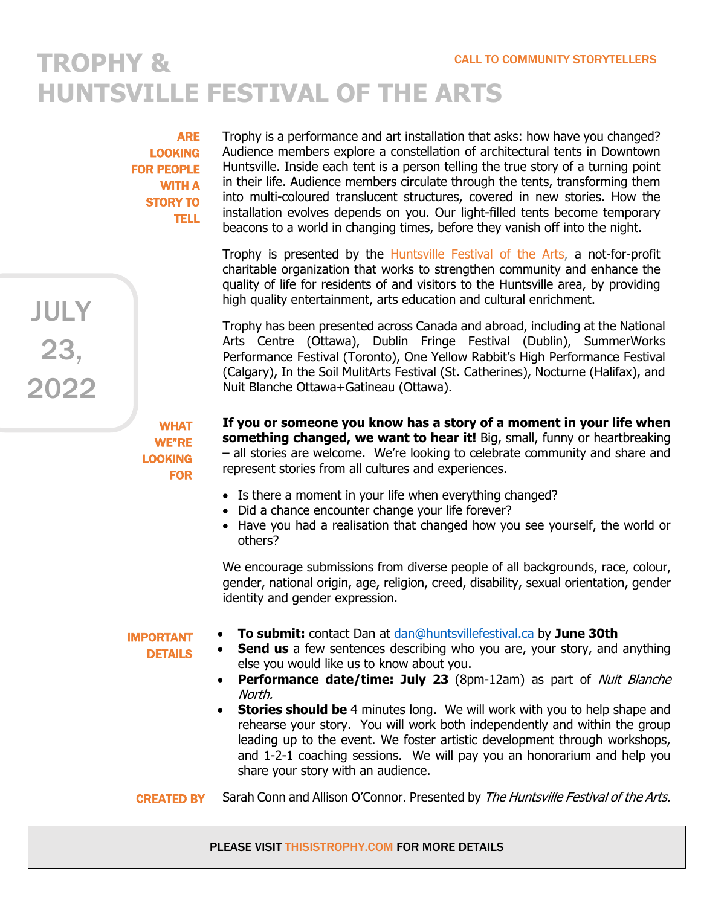# TROPHY & HUNTSVILLE FESTIVAL OF THE ARTS

CALL TO COMMUNITY STORYTELLERS

**JULY 23, 2022**

## ARE LOOKING FOR PEOPLE WITH A STORY TO TELL

Trophy is a performance and art installation that asks: how have you changed? Audience members explore a constellation of architectural tents in Downtown Huntsville. Inside each tent is a person telling the true story of a turning point in their life. Audience members circulate through the tents, transforming them into multi-coloured translucent structures, covered in new stories. How the installation evolves depends on you. Our light-filled tents become temporary beacons to a world in changing times, before they vanish off into the night.

Trophy is presented by the Huntsville Festival of the Arts, a not-for-profit charitable organization that works to strengthen community and enhance the quality of life for residents of and visitors to the Huntsville area, by providing high quality entertainment, arts education and cultural enrichment.

Trophy has been presented across Canada and abroad, including at the National Arts Centre (Ottawa), Dublin Fringe Festival (Dublin), SummerWorks Performance Festival (Toronto), One Yellow Rabbit's High Performance Festival (Calgary), In the Soil MulitArts Festival (St. Catherines), Nocturne (Halifax), and Nuit Blanche Ottawa+Gatineau (Ottawa).

## WHAT WE"RE LOOKING FOR

**If you or someone you know has a story of a moment in your life when something changed, we want to hear it!** Big, small, funny or heartbreaking – all stories are welcome. We're looking to celebrate community and share and represent stories from all cultures and experiences.

- Is there a moment in your life when everything changed?
- Did a chance encounter change your life forever?
- Have you had a realisation that changed how you see yourself, the world or others?

We encourage submissions from diverse people of all backgrounds, race, colour, gender, national origin, age, religion, creed, disability, sexual orientation, gender identity and gender expression.

## IMPORTANT DETAILS

- **To submit:** contact Dan at dan@huntsvillefestival.ca by **June 30th**
- **Send us** a few sentences describing who you are, your story, and anything else you would like us to know about you.
- **Performance date/time: July 23** (8pm-12am) as part of *Nuit Blanche North.*
- **Stories should be** 4 minutes long. We will work with you to help shape and rehearse your story. You will work both independently and within the group leading up to the event. We foster artistic development through workshops, and 1-2-1 coaching sessions. We will pay you an honorarium and help you share your story with an audience.

## CREATED BY

Sarah Conn and Allison O'Connor. Presented by *The Huntsville Festival of the Arts.*

PLEASE VISIT THISISTROPHY.COM FOR MORE DETAILS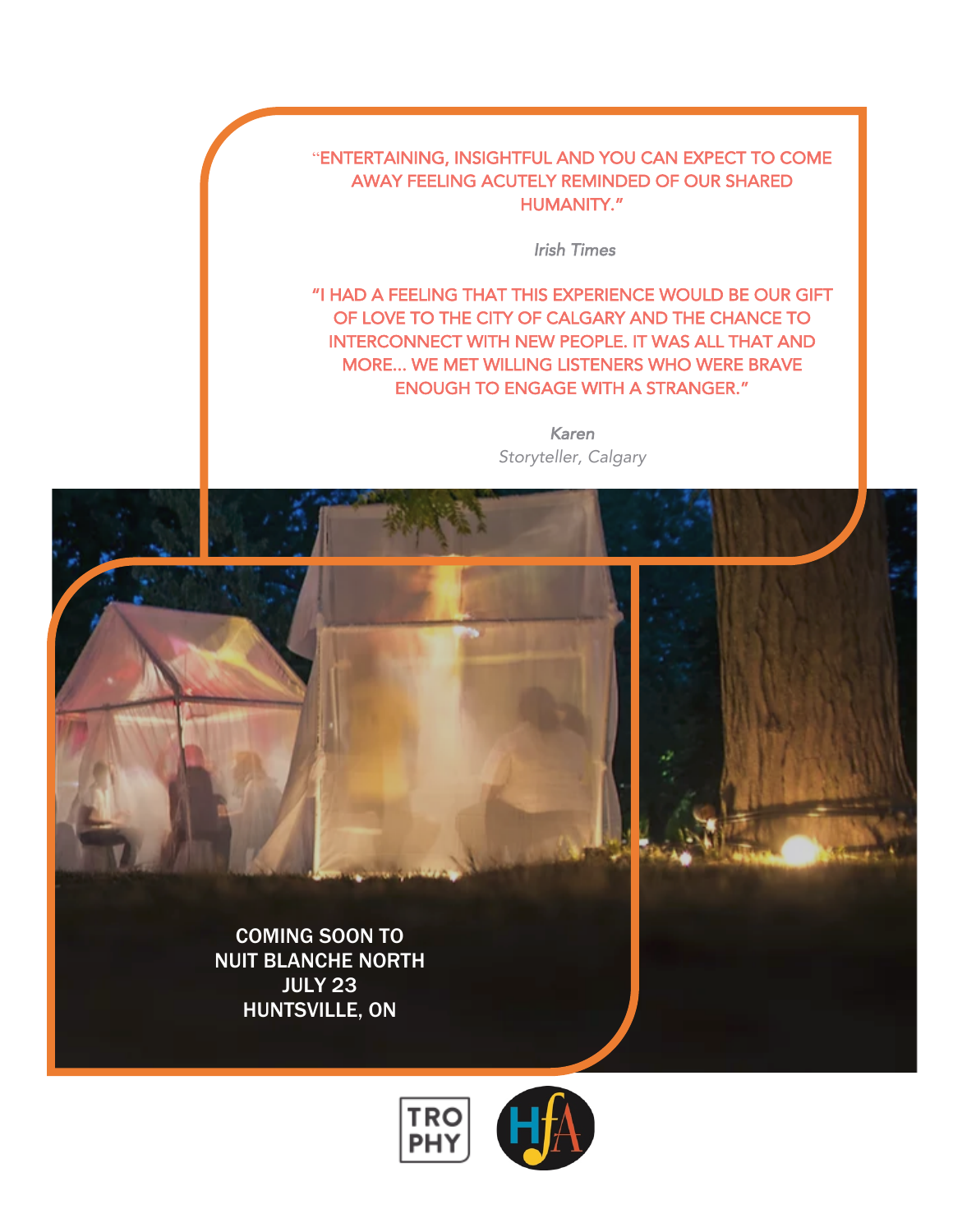"ENTERTAINING, INSIGHTFUL AND YOU CAN EXPECT TO COME AWAY FEELING ACUTELY REMINDED OF OUR SHARED HUMANITY."

*Irish Times*

"I HAD A FEELING THAT THIS EXPERIENCE WOULD BE OUR GIFT OF LOVE TO THE CITY OF CALGARY AND THE CHANCE TO INTERCONNECT WITH NEW PEOPLE. IT WAS ALL THAT AND MORE... WE MET WILLING LISTENERS WHO WERE BRAVE ENOUGH TO ENGAGE WITH A STRANGER."

*Karen*
*Storyteller, Calgary*

COMING SOON TO
NUIT BLANCHE NORTH
JULY 23
HUNTSVILLE, ON

TRO
PHY

HfA